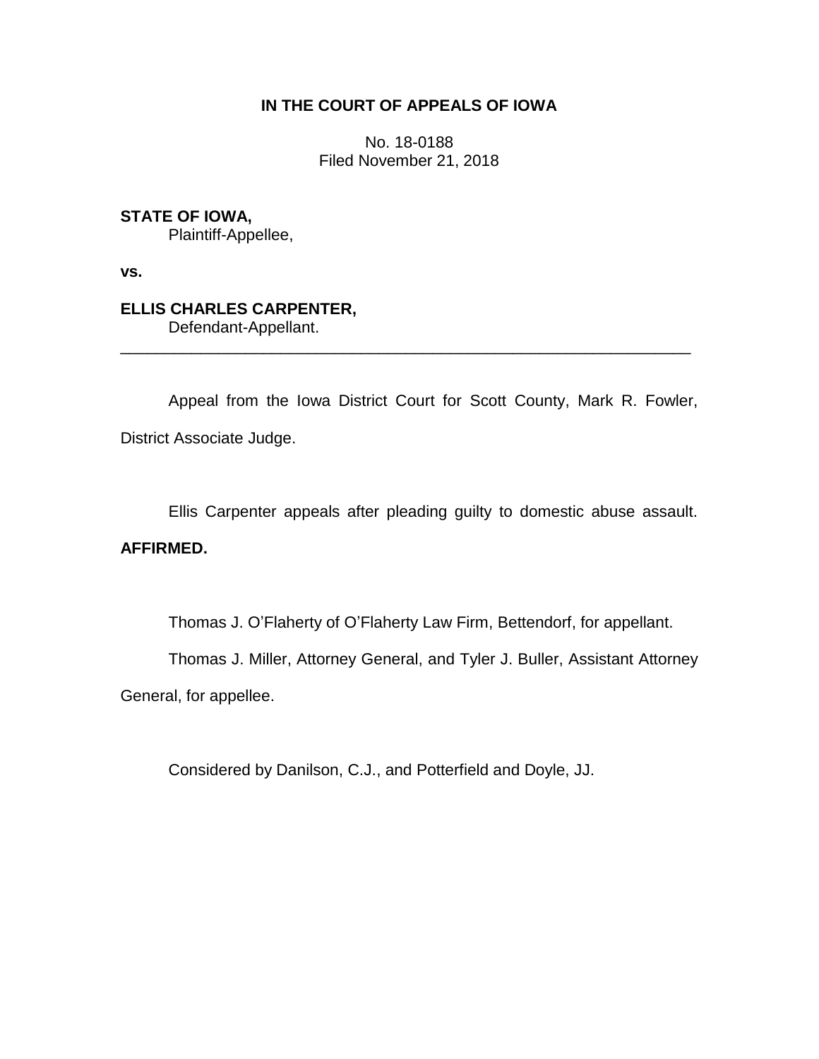# IN THE COURT OF APPEALS OF IOWA

No. 18-0188
Filed November 21, 2018

**STATE OF IOWA,**
Plaintiff-Appellee,

**vs.**

**ELLIS CHARLES CARPENTER,**
Defendant-Appellant.

---

Appeal from the Iowa District Court for Scott County, Mark R. Fowler, District Associate Judge.

Ellis Carpenter appeals after pleading guilty to domestic abuse assault. **AFFIRMED.**

Thomas J. O'Flaherty of O'Flaherty Law Firm, Bettendorf, for appellant.

Thomas J. Miller, Attorney General, and Tyler J. Buller, Assistant Attorney General, for appellee.

Considered by Danilson, C.J., and Potterfield and Doyle, JJ.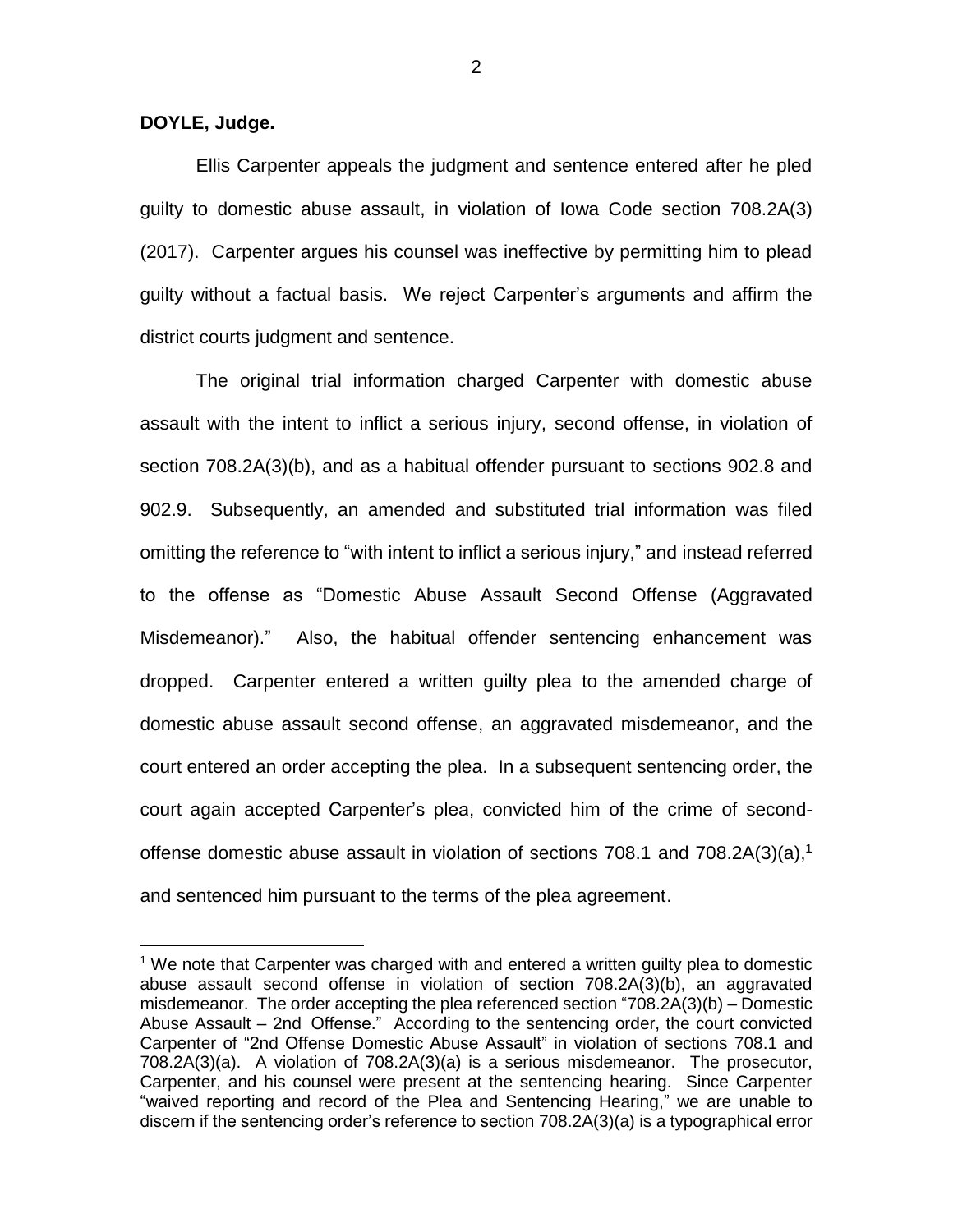**DOYLE, Judge.**

Ellis Carpenter appeals the judgment and sentence entered after he pled guilty to domestic abuse assault, in violation of Iowa Code section 708.2A(3) (2017). Carpenter argues his counsel was ineffective by permitting him to plead guilty without a factual basis. We reject Carpenter's arguments and affirm the district courts judgment and sentence.

The original trial information charged Carpenter with domestic abuse assault with the intent to inflict a serious injury, second offense, in violation of section 708.2A(3)(b), and as a habitual offender pursuant to sections 902.8 and 902.9. Subsequently, an amended and substituted trial information was filed omitting the reference to "with intent to inflict a serious injury," and instead referred to the offense as "Domestic Abuse Assault Second Offense (Aggravated Misdemeanor)." Also, the habitual offender sentencing enhancement was dropped. Carpenter entered a written guilty plea to the amended charge of domestic abuse assault second offense, an aggravated misdemeanor, and the court entered an order accepting the plea. In a subsequent sentencing order, the court again accepted Carpenter's plea, convicted him of the crime of second-offense domestic abuse assault in violation of sections 708.1 and 708.2A(3)(a),[1] and sentenced him pursuant to the terms of the plea agreement.

[1] We note that Carpenter was charged with and entered a written guilty plea to domestic abuse assault second offense in violation of section 708.2A(3)(b), an aggravated misdemeanor. The order accepting the plea referenced section "708.2A(3)(b) – Domestic Abuse Assault – 2nd Offense." According to the sentencing order, the court convicted Carpenter of "2nd Offense Domestic Abuse Assault" in violation of sections 708.1 and 708.2A(3)(a). A violation of 708.2A(3)(a) is a serious misdemeanor. The prosecutor, Carpenter, and his counsel were present at the sentencing hearing. Since Carpenter "waived reporting and record of the Plea and Sentencing Hearing," we are unable to discern if the sentencing order's reference to section 708.2A(3)(a) is a typographical error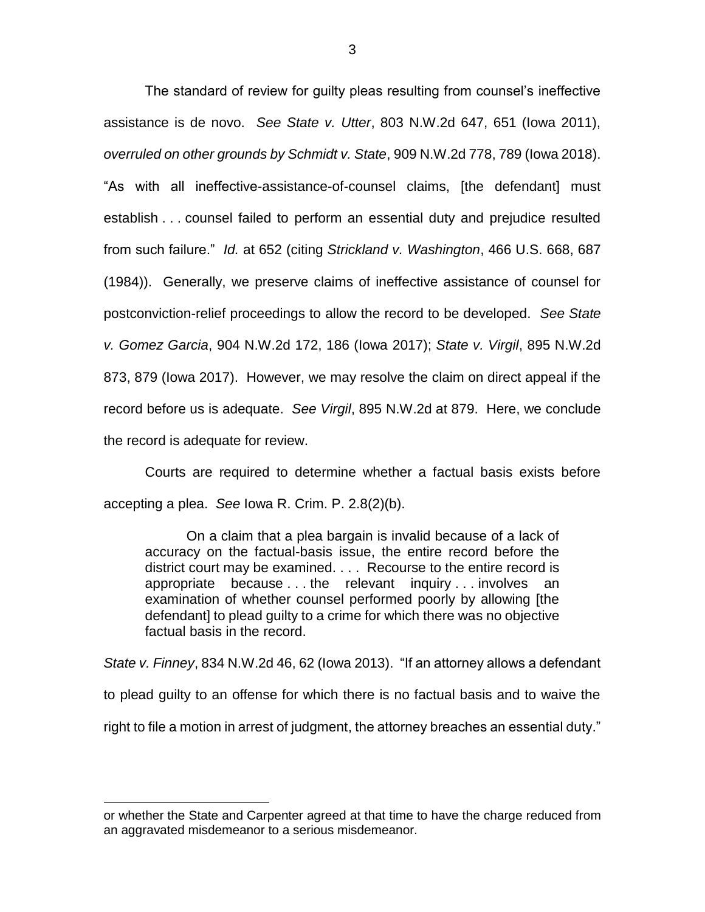The standard of review for guilty pleas resulting from counsel's ineffective assistance is de novo. *See State v. Utter*, 803 N.W.2d 647, 651 (Iowa 2011), *overruled on other grounds by Schmidt v. State*, 909 N.W.2d 778, 789 (Iowa 2018). "As with all ineffective-assistance-of-counsel claims, [the defendant] must establish . . . counsel failed to perform an essential duty and prejudice resulted from such failure." *Id.* at 652 (citing *Strickland v. Washington*, 466 U.S. 668, 687 (1984)). Generally, we preserve claims of ineffective assistance of counsel for postconviction-relief proceedings to allow the record to be developed. *See State v. Gomez Garcia*, 904 N.W.2d 172, 186 (Iowa 2017); *State v. Virgil*, 895 N.W.2d 873, 879 (Iowa 2017). However, we may resolve the claim on direct appeal if the record before us is adequate. *See Virgil*, 895 N.W.2d at 879. Here, we conclude the record is adequate for review.

Courts are required to determine whether a factual basis exists before accepting a plea. *See* Iowa R. Crim. P. 2.8(2)(b).

> On a claim that a plea bargain is invalid because of a lack of accuracy on the factual-basis issue, the entire record before the district court may be examined. . . . Recourse to the entire record is appropriate because . . . the relevant inquiry . . . involves an examination of whether counsel performed poorly by allowing [the defendant] to plead guilty to a crime for which there was no objective factual basis in the record.

*State v. Finney*, 834 N.W.2d 46, 62 (Iowa 2013). "If an attorney allows a defendant to plead guilty to an offense for which there is no factual basis and to waive the right to file a motion in arrest of judgment, the attorney breaches an essential duty."

---

or whether the State and Carpenter agreed at that time to have the charge reduced from an aggravated misdemeanor to a serious misdemeanor.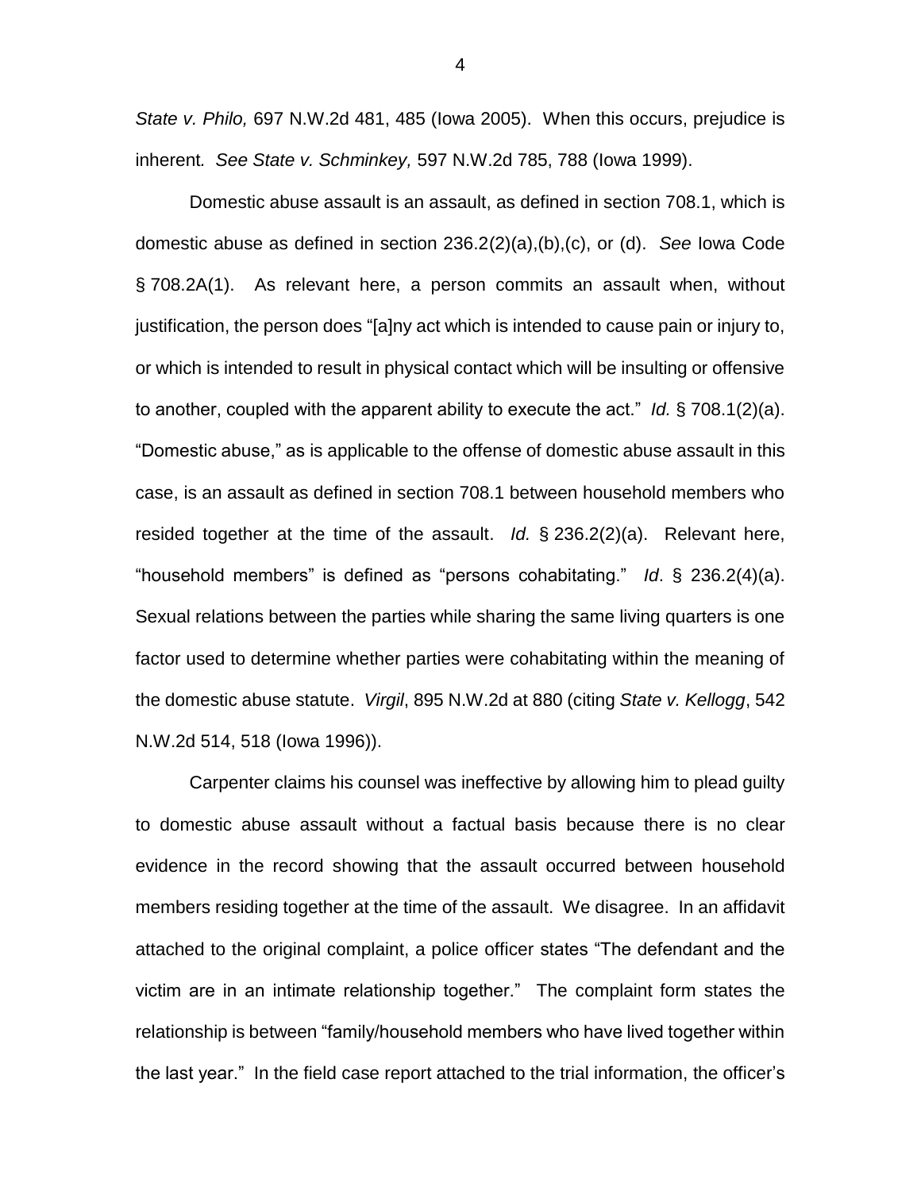*State v. Philo,* 697 N.W.2d 481, 485 (Iowa 2005). When this occurs, prejudice is inherent*. See State v. Schminkey,* 597 N.W.2d 785, 788 (Iowa 1999).

Domestic abuse assault is an assault, as defined in section 708.1, which is domestic abuse as defined in section 236.2(2)(a),(b),(c), or (d). *See* Iowa Code § 708.2A(1). As relevant here, a person commits an assault when, without justification, the person does "[a]ny act which is intended to cause pain or injury to, or which is intended to result in physical contact which will be insulting or offensive to another, coupled with the apparent ability to execute the act." *Id.* § 708.1(2)(a). "Domestic abuse," as is applicable to the offense of domestic abuse assault in this case, is an assault as defined in section 708.1 between household members who resided together at the time of the assault. *Id.* § 236.2(2)(a). Relevant here, "household members" is defined as "persons cohabitating." *Id*. § 236.2(4)(a). Sexual relations between the parties while sharing the same living quarters is one factor used to determine whether parties were cohabitating within the meaning of the domestic abuse statute. *Virgil*, 895 N.W.2d at 880 (citing *State v. Kellogg*, 542 N.W.2d 514, 518 (Iowa 1996)).

Carpenter claims his counsel was ineffective by allowing him to plead guilty to domestic abuse assault without a factual basis because there is no clear evidence in the record showing that the assault occurred between household members residing together at the time of the assault. We disagree. In an affidavit attached to the original complaint, a police officer states "The defendant and the victim are in an intimate relationship together." The complaint form states the relationship is between "family/household members who have lived together within the last year." In the field case report attached to the trial information, the officer's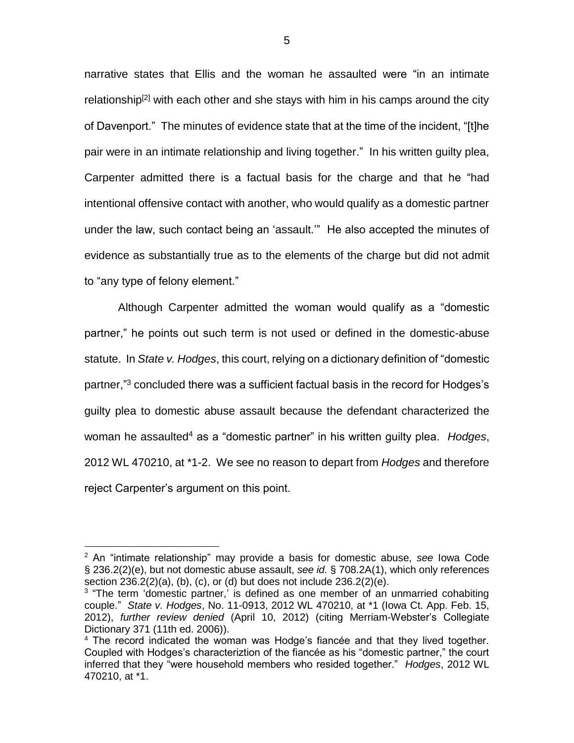narrative states that Ellis and the woman he assaulted were "in an intimate relationship[2] with each other and she stays with him in his camps around the city of Davenport." The minutes of evidence state that at the time of the incident, "[t]he pair were in an intimate relationship and living together." In his written guilty plea, Carpenter admitted there is a factual basis for the charge and that he "had intentional offensive contact with another, who would qualify as a domestic partner under the law, such contact being an 'assault.'" He also accepted the minutes of evidence as substantially true as to the elements of the charge but did not admit to "any type of felony element."

Although Carpenter admitted the woman would qualify as a "domestic partner," he points out such term is not used or defined in the domestic-abuse statute. In *State v. Hodges*, this court, relying on a dictionary definition of "domestic partner,"[3] concluded there was a sufficient factual basis in the record for Hodges's guilty plea to domestic abuse assault because the defendant characterized the woman he assaulted[4] as a "domestic partner" in his written guilty plea. *Hodges*, 2012 WL 470210, at *1-2. We see no reason to depart from *Hodges* and therefore reject Carpenter's argument on this point.

---

[2] An "intimate relationship" may provide a basis for domestic abuse, *see* Iowa Code § 236.2(2)(e), but not domestic abuse assault, *see id.* § 708.2A(1), which only references section 236.2(2)(a), (b), (c), or (d) but does not include 236.2(2)(e).

[3] "The term 'domestic partner,' is defined as one member of an unmarried cohabiting couple." *State v. Hodges*, No. 11-0913, 2012 WL 470210, at *1 (Iowa Ct. App. Feb. 15, 2012), *further review denied* (April 10, 2012) (citing Merriam-Webster's Collegiate Dictionary 371 (11th ed. 2006)).

[4] The record indicated the woman was Hodge's fiancée and that they lived together. Coupled with Hodges's characteriztion of the fiancée as his "domestic partner," the court inferred that they "were household members who resided together." *Hodges*, 2012 WL 470210, at *1.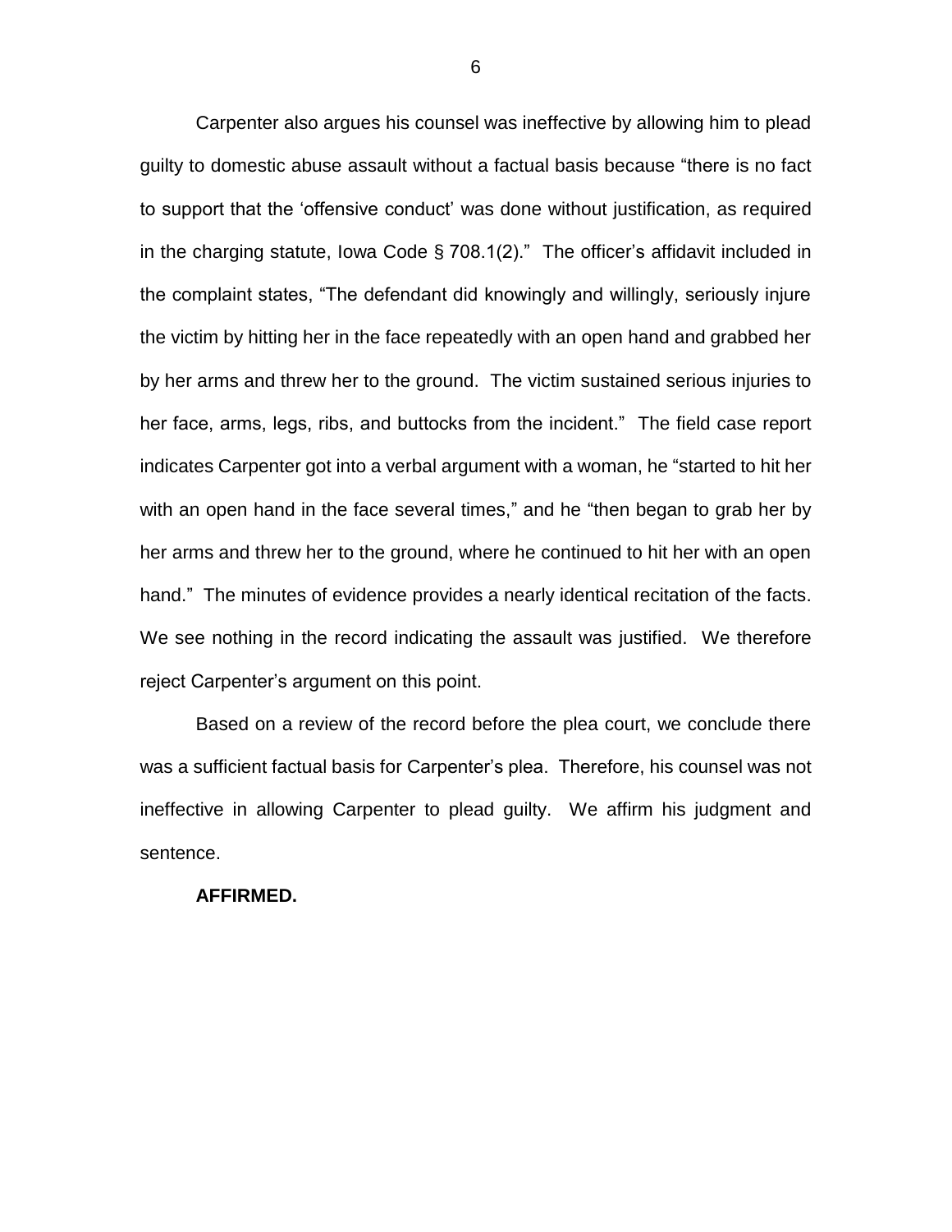Carpenter also argues his counsel was ineffective by allowing him to plead guilty to domestic abuse assault without a factual basis because "there is no fact to support that the 'offensive conduct' was done without justification, as required in the charging statute, Iowa Code § 708.1(2)." The officer's affidavit included in the complaint states, "The defendant did knowingly and willingly, seriously injure the victim by hitting her in the face repeatedly with an open hand and grabbed her by her arms and threw her to the ground. The victim sustained serious injuries to her face, arms, legs, ribs, and buttocks from the incident." The field case report indicates Carpenter got into a verbal argument with a woman, he "started to hit her with an open hand in the face several times," and he "then began to grab her by her arms and threw her to the ground, where he continued to hit her with an open hand." The minutes of evidence provides a nearly identical recitation of the facts. We see nothing in the record indicating the assault was justified. We therefore reject Carpenter's argument on this point.

Based on a review of the record before the plea court, we conclude there was a sufficient factual basis for Carpenter's plea. Therefore, his counsel was not ineffective in allowing Carpenter to plead guilty. We affirm his judgment and sentence.

**AFFIRMED.**